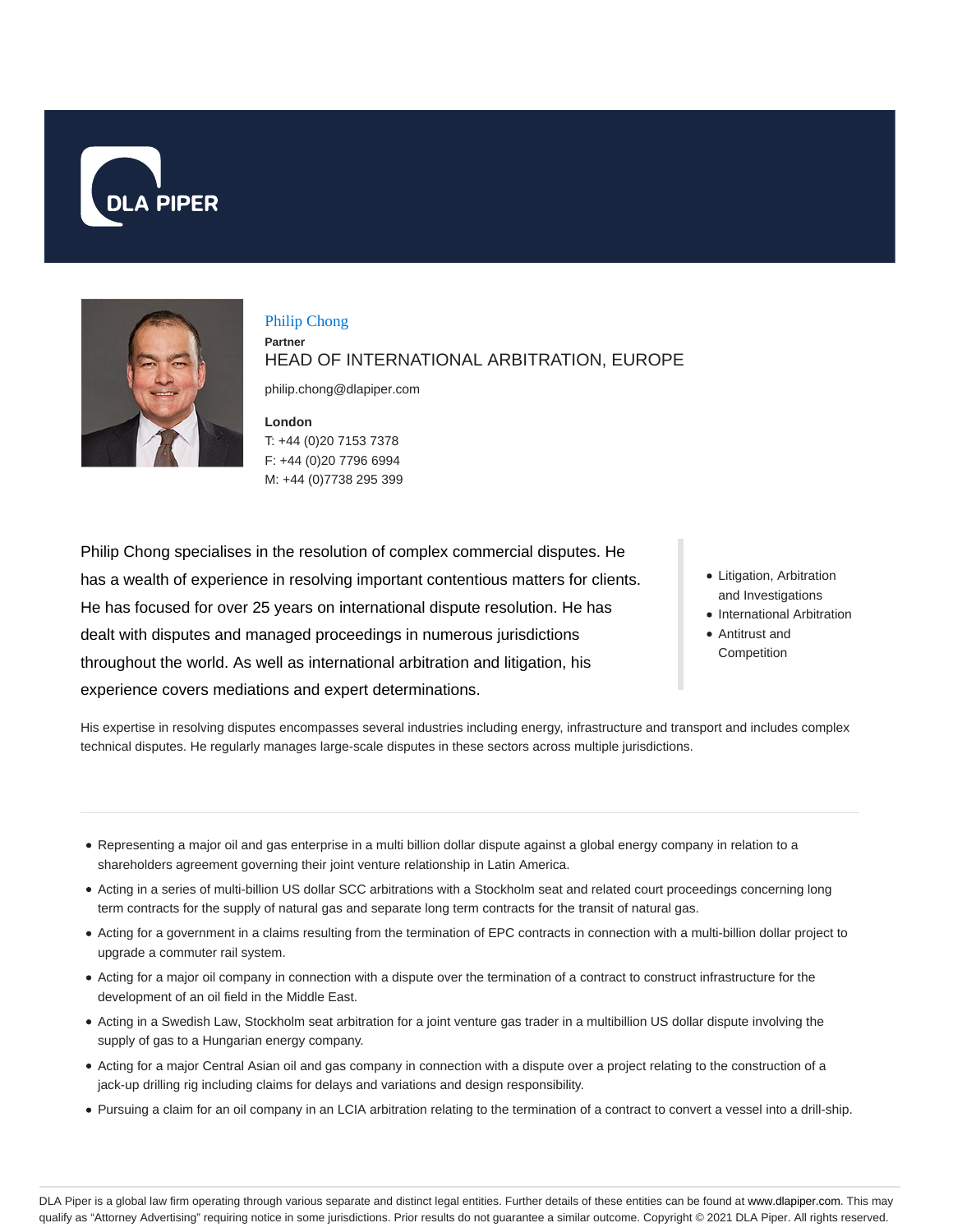DLA PIPER

# Philip Chong

**Partner**

HEAD OF INTERNATIONAL ARBITRATION, EUROPE

philip.chong@dlapiper.com

**London**
T: +44 (0)20 7153 7378
F: +44 (0)20 7796 6994
M: +44 (0)7738 295 399

Philip Chong specialises in the resolution of complex commercial disputes. He has a wealth of experience in resolving important contentious matters for clients. He has focused for over 25 years on international dispute resolution. He has dealt with disputes and managed proceedings in numerous jurisdictions throughout the world. As well as international arbitration and litigation, his experience covers mediations and expert determinations.

- Litigation, Arbitration and Investigations
- International Arbitration
- Antitrust and Competition

His expertise in resolving disputes encompasses several industries including energy, infrastructure and transport and includes complex technical disputes. He regularly manages large-scale disputes in these sectors across multiple jurisdictions.

---

- Representing a major oil and gas enterprise in a multi billion dollar dispute against a global energy company in relation to a shareholders agreement governing their joint venture relationship in Latin America.
- Acting in a series of multi-billion US dollar SCC arbitrations with a Stockholm seat and related court proceedings concerning long term contracts for the supply of natural gas and separate long term contracts for the transit of natural gas.
- Acting for a government in a claims resulting from the termination of EPC contracts in connection with a multi-billion dollar project to upgrade a commuter rail system.
- Acting for a major oil company in connection with a dispute over the termination of a contract to construct infrastructure for the development of an oil field in the Middle East.
- Acting in a Swedish Law, Stockholm seat arbitration for a joint venture gas trader in a multibillion US dollar dispute involving the supply of gas to a Hungarian energy company.
- Acting for a major Central Asian oil and gas company in connection with a dispute over a project relating to the construction of a jack-up drilling rig including claims for delays and variations and design responsibility.
- Pursuing a claim for an oil company in an LCIA arbitration relating to the termination of a contract to convert a vessel into a drill-ship.

DLA Piper is a global law firm operating through various separate and distinct legal entities. Further details of these entities can be found at www.dlapiper.com. This may qualify as "Attorney Advertising" requiring notice in some jurisdictions. Prior results do not guarantee a similar outcome. Copyright © 2021 DLA Piper. All rights reserved.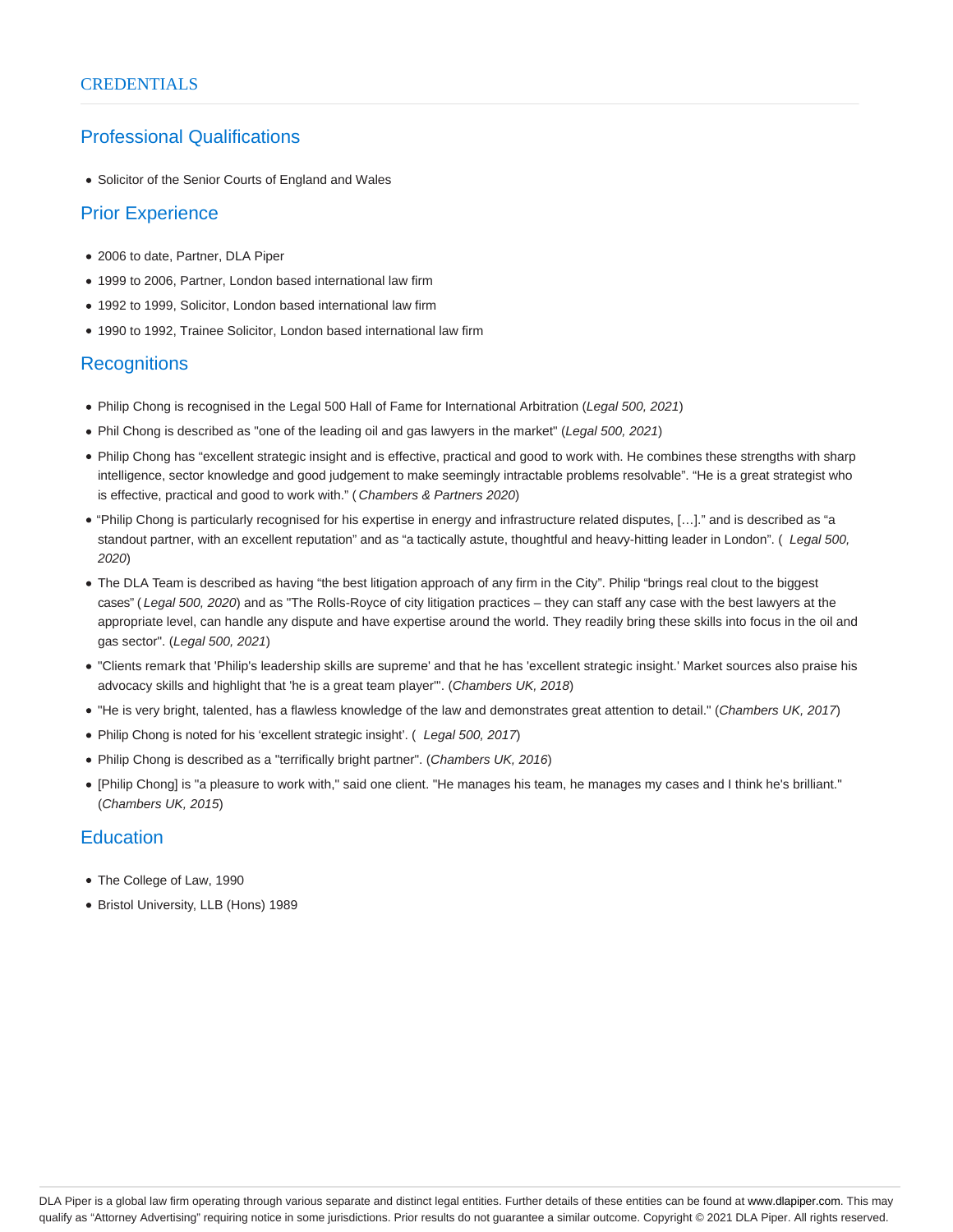## CREDENTIALS

### Professional Qualifications

- Solicitor of the Senior Courts of England and Wales

### Prior Experience

- 2006 to date, Partner, DLA Piper
- 1999 to 2006, Partner, London based international law firm
- 1992 to 1999, Solicitor, London based international law firm
- 1990 to 1992, Trainee Solicitor, London based international law firm

### Recognitions

- Philip Chong is recognised in the Legal 500 Hall of Fame for International Arbitration (*Legal 500, 2021*)
- Phil Chong is described as "one of the leading oil and gas lawyers in the market" (*Legal 500, 2021*)
- Philip Chong has "excellent strategic insight and is effective, practical and good to work with. He combines these strengths with sharp intelligence, sector knowledge and good judgement to make seemingly intractable problems resolvable". "He is a great strategist who is effective, practical and good to work with." (*Chambers & Partners 2020*)
- "Philip Chong is particularly recognised for his expertise in energy and infrastructure related disputes, […]." and is described as "a standout partner, with an excellent reputation" and as "a tactically astute, thoughtful and heavy-hitting leader in London". ( *Legal 500, 2020*)
- The DLA Team is described as having "the best litigation approach of any firm in the City". Philip "brings real clout to the biggest cases" (*Legal 500, 2020*) and as "The Rolls-Royce of city litigation practices – they can staff any case with the best lawyers at the appropriate level, can handle any dispute and have expertise around the world. They readily bring these skills into focus in the oil and gas sector". (*Legal 500, 2021*)
- "Clients remark that 'Philip's leadership skills are supreme' and that he has 'excellent strategic insight.' Market sources also praise his advocacy skills and highlight that 'he is a great team player'". (*Chambers UK, 2018*)
- "He is very bright, talented, has a flawless knowledge of the law and demonstrates great attention to detail." (*Chambers UK, 2017*)
- Philip Chong is noted for his 'excellent strategic insight'. ( *Legal 500, 2017*)
- Philip Chong is described as a "terrifically bright partner". (*Chambers UK, 2016*)
- [Philip Chong] is "a pleasure to work with," said one client. "He manages his team, he manages my cases and I think he's brilliant." (*Chambers UK, 2015*)

### Education

- The College of Law, 1990
- Bristol University, LLB (Hons) 1989

DLA Piper is a global law firm operating through various separate and distinct legal entities. Further details of these entities can be found at www.dlapiper.com. This may qualify as "Attorney Advertising" requiring notice in some jurisdictions. Prior results do not guarantee a similar outcome. Copyright © 2021 DLA Piper. All rights reserved.